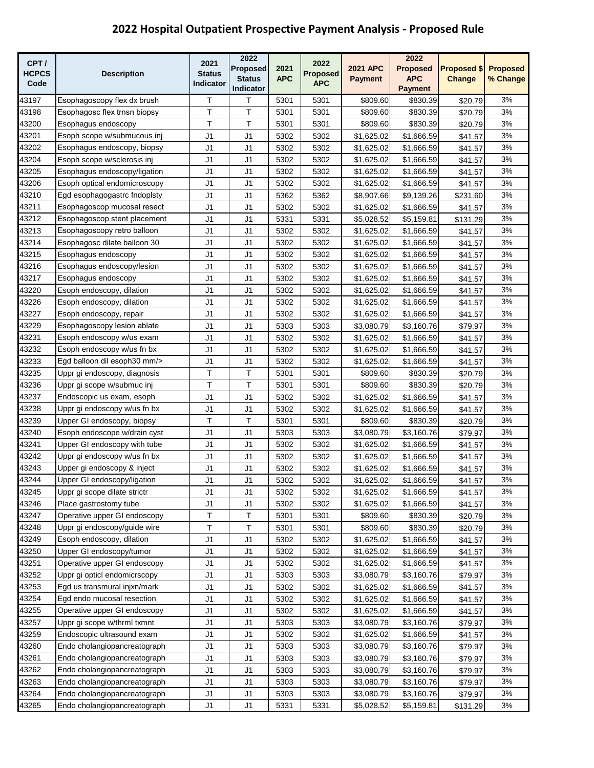# 2022 Hospital Outpatient Prospective Payment Analysis - Proposed Rule

| CPT / HCPCS Code | Description | 2021 Status Indicator | 2022 Proposed Status Indicator | 2021 APC | 2022 Proposed APC | 2021 APC Payment | 2022 Proposed APC Payment | Proposed $ Change | Proposed % Change |
|---|---|---|---|---|---|---|---|---|---|
| 43197 | Esophagoscopy flex dx brush | T | T | 5301 | 5301 | $809.60 | $830.39 | $20.79 | 3% |
| 43198 | Esophagosc flex trnsn biopsy | T | T | 5301 | 5301 | $809.60 | $830.39 | $20.79 | 3% |
| 43200 | Esophagus endoscopy | T | T | 5301 | 5301 | $809.60 | $830.39 | $20.79 | 3% |
| 43201 | Esoph scope w/submucous inj | J1 | J1 | 5302 | 5302 | $1,625.02 | $1,666.59 | $41.57 | 3% |
| 43202 | Esophagus endoscopy, biopsy | J1 | J1 | 5302 | 5302 | $1,625.02 | $1,666.59 | $41.57 | 3% |
| 43204 | Esoph scope w/sclerosis inj | J1 | J1 | 5302 | 5302 | $1,625.02 | $1,666.59 | $41.57 | 3% |
| 43205 | Esophagus endoscopy/ligation | J1 | J1 | 5302 | 5302 | $1,625.02 | $1,666.59 | $41.57 | 3% |
| 43206 | Esoph optical endomicroscopy | J1 | J1 | 5302 | 5302 | $1,625.02 | $1,666.59 | $41.57 | 3% |
| 43210 | Egd esophagogastrc fndoplsty | J1 | J1 | 5362 | 5362 | $8,907.66 | $9,139.26 | $231.60 | 3% |
| 43211 | Esophagoscop mucosal resect | J1 | J1 | 5302 | 5302 | $1,625.02 | $1,666.59 | $41.57 | 3% |
| 43212 | Esophagoscop stent placement | J1 | J1 | 5331 | 5331 | $5,028.52 | $5,159.81 | $131.29 | 3% |
| 43213 | Esophagoscopy retro balloon | J1 | J1 | 5302 | 5302 | $1,625.02 | $1,666.59 | $41.57 | 3% |
| 43214 | Esophagosc dilate balloon 30 | J1 | J1 | 5302 | 5302 | $1,625.02 | $1,666.59 | $41.57 | 3% |
| 43215 | Esophagus endoscopy | J1 | J1 | 5302 | 5302 | $1,625.02 | $1,666.59 | $41.57 | 3% |
| 43216 | Esophagus endoscopy/lesion | J1 | J1 | 5302 | 5302 | $1,625.02 | $1,666.59 | $41.57 | 3% |
| 43217 | Esophagus endoscopy | J1 | J1 | 5302 | 5302 | $1,625.02 | $1,666.59 | $41.57 | 3% |
| 43220 | Esoph endoscopy, dilation | J1 | J1 | 5302 | 5302 | $1,625.02 | $1,666.59 | $41.57 | 3% |
| 43226 | Esoph endoscopy, dilation | J1 | J1 | 5302 | 5302 | $1,625.02 | $1,666.59 | $41.57 | 3% |
| 43227 | Esoph endoscopy, repair | J1 | J1 | 5302 | 5302 | $1,625.02 | $1,666.59 | $41.57 | 3% |
| 43229 | Esophagoscopy lesion ablate | J1 | J1 | 5303 | 5303 | $3,080.79 | $3,160.76 | $79.97 | 3% |
| 43231 | Esoph endoscopy w/us exam | J1 | J1 | 5302 | 5302 | $1,625.02 | $1,666.59 | $41.57 | 3% |
| 43232 | Esoph endoscopy w/us fn bx | J1 | J1 | 5302 | 5302 | $1,625.02 | $1,666.59 | $41.57 | 3% |
| 43233 | Egd balloon dil esoph30 mm/> | J1 | J1 | 5302 | 5302 | $1,625.02 | $1,666.59 | $41.57 | 3% |
| 43235 | Uppr gi endoscopy, diagnosis | T | T | 5301 | 5301 | $809.60 | $830.39 | $20.79 | 3% |
| 43236 | Uppr gi scope w/submuc inj | T | T | 5301 | 5301 | $809.60 | $830.39 | $20.79 | 3% |
| 43237 | Endoscopic us exam, esoph | J1 | J1 | 5302 | 5302 | $1,625.02 | $1,666.59 | $41.57 | 3% |
| 43238 | Uppr gi endoscopy w/us fn bx | J1 | J1 | 5302 | 5302 | $1,625.02 | $1,666.59 | $41.57 | 3% |
| 43239 | Upper GI endoscopy, biopsy | T | T | 5301 | 5301 | $809.60 | $830.39 | $20.79 | 3% |
| 43240 | Esoph endoscope w/drain cyst | J1 | J1 | 5303 | 5303 | $3,080.79 | $3,160.76 | $79.97 | 3% |
| 43241 | Upper GI endoscopy with tube | J1 | J1 | 5302 | 5302 | $1,625.02 | $1,666.59 | $41.57 | 3% |
| 43242 | Uppr gi endoscopy w/us fn bx | J1 | J1 | 5302 | 5302 | $1,625.02 | $1,666.59 | $41.57 | 3% |
| 43243 | Upper gi endoscopy & inject | J1 | J1 | 5302 | 5302 | $1,625.02 | $1,666.59 | $41.57 | 3% |
| 43244 | Upper GI endoscopy/ligation | J1 | J1 | 5302 | 5302 | $1,625.02 | $1,666.59 | $41.57 | 3% |
| 43245 | Uppr gi scope dilate strictr | J1 | J1 | 5302 | 5302 | $1,625.02 | $1,666.59 | $41.57 | 3% |
| 43246 | Place gastrostomy tube | J1 | J1 | 5302 | 5302 | $1,625.02 | $1,666.59 | $41.57 | 3% |
| 43247 | Operative upper GI endoscopy | T | T | 5301 | 5301 | $809.60 | $830.39 | $20.79 | 3% |
| 43248 | Uppr gi endoscopy/guide wire | T | T | 5301 | 5301 | $809.60 | $830.39 | $20.79 | 3% |
| 43249 | Esoph endoscopy, dilation | J1 | J1 | 5302 | 5302 | $1,625.02 | $1,666.59 | $41.57 | 3% |
| 43250 | Upper GI endoscopy/tumor | J1 | J1 | 5302 | 5302 | $1,625.02 | $1,666.59 | $41.57 | 3% |
| 43251 | Operative upper GI endoscopy | J1 | J1 | 5302 | 5302 | $1,625.02 | $1,666.59 | $41.57 | 3% |
| 43252 | Uppr gi opticl endomicrscopy | J1 | J1 | 5303 | 5303 | $3,080.79 | $3,160.76 | $79.97 | 3% |
| 43253 | Egd us transmural injxn/mark | J1 | J1 | 5302 | 5302 | $1,625.02 | $1,666.59 | $41.57 | 3% |
| 43254 | Egd endo mucosal resection | J1 | J1 | 5302 | 5302 | $1,625.02 | $1,666.59 | $41.57 | 3% |
| 43255 | Operative upper GI endoscopy | J1 | J1 | 5302 | 5302 | $1,625.02 | $1,666.59 | $41.57 | 3% |
| 43257 | Uppr gi scope w/thrml txmnt | J1 | J1 | 5303 | 5303 | $3,080.79 | $3,160.76 | $79.97 | 3% |
| 43259 | Endoscopic ultrasound exam | J1 | J1 | 5302 | 5302 | $1,625.02 | $1,666.59 | $41.57 | 3% |
| 43260 | Endo cholangiopancreatograph | J1 | J1 | 5303 | 5303 | $3,080.79 | $3,160.76 | $79.97 | 3% |
| 43261 | Endo cholangiopancreatograph | J1 | J1 | 5303 | 5303 | $3,080.79 | $3,160.76 | $79.97 | 3% |
| 43262 | Endo cholangiopancreatograph | J1 | J1 | 5303 | 5303 | $3,080.79 | $3,160.76 | $79.97 | 3% |
| 43263 | Endo cholangiopancreatograph | J1 | J1 | 5303 | 5303 | $3,080.79 | $3,160.76 | $79.97 | 3% |
| 43264 | Endo cholangiopancreatograph | J1 | J1 | 5303 | 5303 | $3,080.79 | $3,160.76 | $79.97 | 3% |
| 43265 | Endo cholangiopancreatograph | J1 | J1 | 5331 | 5331 | $5,028.52 | $5,159.81 | $131.29 | 3% |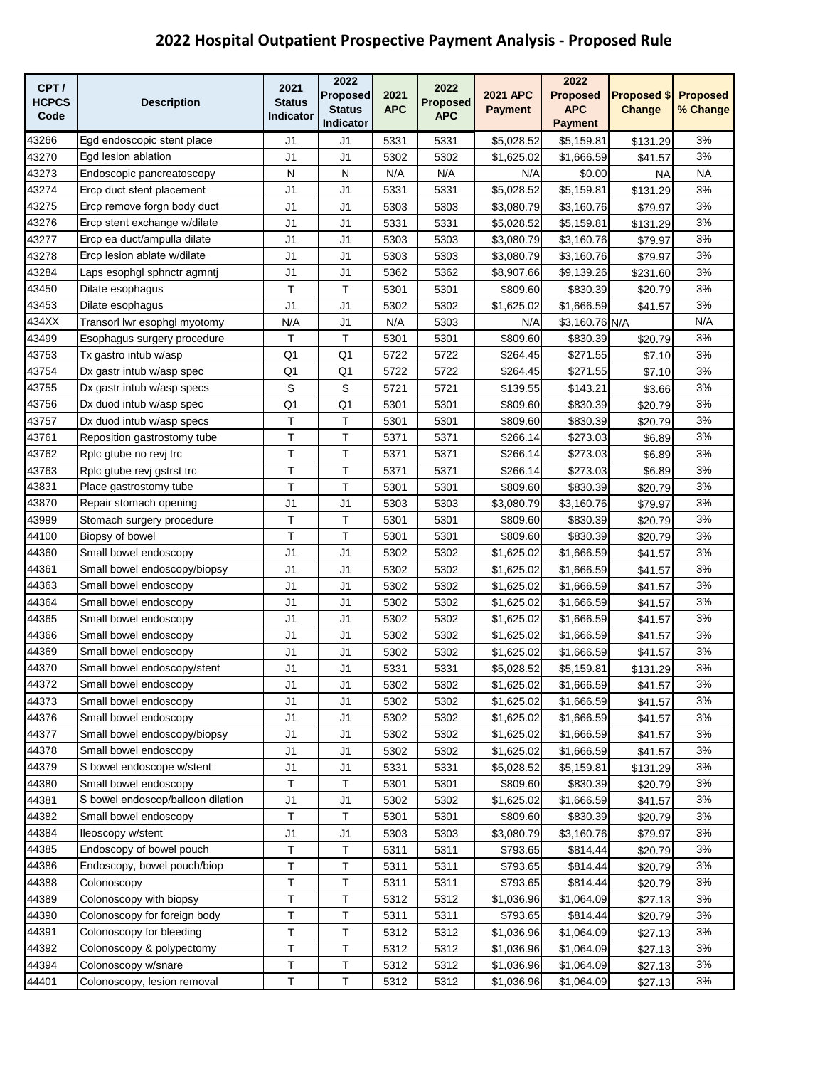# 2022 Hospital Outpatient Prospective Payment Analysis - Proposed Rule

| CPT / HCPCS Code | Description | 2021 Status Indicator | 2022 Proposed Status Indicator | 2021 APC | 2022 Proposed APC | 2021 APC Payment | 2022 Proposed APC Payment | Proposed $ Change | Proposed % Change |
|---|---|---|---|---|---|---|---|---|---|
| 43266 | Egd endoscopic stent place | J1 | J1 | 5331 | 5331 | $5,028.52 | $5,159.81 | $131.29 | 3% |
| 43270 | Egd lesion ablation | J1 | J1 | 5302 | 5302 | $1,625.02 | $1,666.59 | $41.57 | 3% |
| 43273 | Endoscopic pancreatoscopy | N | N | N/A | N/A | N/A | $0.00 | NA | NA |
| 43274 | Ercp duct stent placement | J1 | J1 | 5331 | 5331 | $5,028.52 | $5,159.81 | $131.29 | 3% |
| 43275 | Ercp remove forgn body duct | J1 | J1 | 5303 | 5303 | $3,080.79 | $3,160.76 | $79.97 | 3% |
| 43276 | Ercp stent exchange w/dilate | J1 | J1 | 5331 | 5331 | $5,028.52 | $5,159.81 | $131.29 | 3% |
| 43277 | Ercp ea duct/ampulla dilate | J1 | J1 | 5303 | 5303 | $3,080.79 | $3,160.76 | $79.97 | 3% |
| 43278 | Ercp lesion ablate w/dilate | J1 | J1 | 5303 | 5303 | $3,080.79 | $3,160.76 | $79.97 | 3% |
| 43284 | Laps esophgl sphnctr agmntj | J1 | J1 | 5362 | 5362 | $8,907.66 | $9,139.26 | $231.60 | 3% |
| 43450 | Dilate esophagus | T | T | 5301 | 5301 | $809.60 | $830.39 | $20.79 | 3% |
| 43453 | Dilate esophagus | J1 | J1 | 5302 | 5302 | $1,625.02 | $1,666.59 | $41.57 | 3% |
| 434XX | Transorl lwr esophgl myotomy | N/A | J1 | N/A | 5303 | N/A | $3,160.76 | N/A | N/A |
| 43499 | Esophagus surgery procedure | T | T | 5301 | 5301 | $809.60 | $830.39 | $20.79 | 3% |
| 43753 | Tx gastro intub w/asp | Q1 | Q1 | 5722 | 5722 | $264.45 | $271.55 | $7.10 | 3% |
| 43754 | Dx gastr intub w/asp spec | Q1 | Q1 | 5722 | 5722 | $264.45 | $271.55 | $7.10 | 3% |
| 43755 | Dx gastr intub w/asp specs | S | S | 5721 | 5721 | $139.55 | $143.21 | $3.66 | 3% |
| 43756 | Dx duod intub w/asp spec | Q1 | Q1 | 5301 | 5301 | $809.60 | $830.39 | $20.79 | 3% |
| 43757 | Dx duod intub w/asp specs | T | T | 5301 | 5301 | $809.60 | $830.39 | $20.79 | 3% |
| 43761 | Reposition gastrostomy tube | T | T | 5371 | 5371 | $266.14 | $273.03 | $6.89 | 3% |
| 43762 | Rplc gtube no revj trc | T | T | 5371 | 5371 | $266.14 | $273.03 | $6.89 | 3% |
| 43763 | Rplc gtube revj gstrst trc | T | T | 5371 | 5371 | $266.14 | $273.03 | $6.89 | 3% |
| 43831 | Place gastrostomy tube | T | T | 5301 | 5301 | $809.60 | $830.39 | $20.79 | 3% |
| 43870 | Repair stomach opening | J1 | J1 | 5303 | 5303 | $3,080.79 | $3,160.76 | $79.97 | 3% |
| 43999 | Stomach surgery procedure | T | T | 5301 | 5301 | $809.60 | $830.39 | $20.79 | 3% |
| 44100 | Biopsy of bowel | T | T | 5301 | 5301 | $809.60 | $830.39 | $20.79 | 3% |
| 44360 | Small bowel endoscopy | J1 | J1 | 5302 | 5302 | $1,625.02 | $1,666.59 | $41.57 | 3% |
| 44361 | Small bowel endoscopy/biopsy | J1 | J1 | 5302 | 5302 | $1,625.02 | $1,666.59 | $41.57 | 3% |
| 44363 | Small bowel endoscopy | J1 | J1 | 5302 | 5302 | $1,625.02 | $1,666.59 | $41.57 | 3% |
| 44364 | Small bowel endoscopy | J1 | J1 | 5302 | 5302 | $1,625.02 | $1,666.59 | $41.57 | 3% |
| 44365 | Small bowel endoscopy | J1 | J1 | 5302 | 5302 | $1,625.02 | $1,666.59 | $41.57 | 3% |
| 44366 | Small bowel endoscopy | J1 | J1 | 5302 | 5302 | $1,625.02 | $1,666.59 | $41.57 | 3% |
| 44369 | Small bowel endoscopy | J1 | J1 | 5302 | 5302 | $1,625.02 | $1,666.59 | $41.57 | 3% |
| 44370 | Small bowel endoscopy/stent | J1 | J1 | 5331 | 5331 | $5,028.52 | $5,159.81 | $131.29 | 3% |
| 44372 | Small bowel endoscopy | J1 | J1 | 5302 | 5302 | $1,625.02 | $1,666.59 | $41.57 | 3% |
| 44373 | Small bowel endoscopy | J1 | J1 | 5302 | 5302 | $1,625.02 | $1,666.59 | $41.57 | 3% |
| 44376 | Small bowel endoscopy | J1 | J1 | 5302 | 5302 | $1,625.02 | $1,666.59 | $41.57 | 3% |
| 44377 | Small bowel endoscopy/biopsy | J1 | J1 | 5302 | 5302 | $1,625.02 | $1,666.59 | $41.57 | 3% |
| 44378 | Small bowel endoscopy | J1 | J1 | 5302 | 5302 | $1,625.02 | $1,666.59 | $41.57 | 3% |
| 44379 | S bowel endoscope w/stent | J1 | J1 | 5331 | 5331 | $5,028.52 | $5,159.81 | $131.29 | 3% |
| 44380 | Small bowel endoscopy | T | T | 5301 | 5301 | $809.60 | $830.39 | $20.79 | 3% |
| 44381 | S bowel endoscop/balloon dilation | J1 | J1 | 5302 | 5302 | $1,625.02 | $1,666.59 | $41.57 | 3% |
| 44382 | Small bowel endoscopy | T | T | 5301 | 5301 | $809.60 | $830.39 | $20.79 | 3% |
| 44384 | Ileoscopy w/stent | J1 | J1 | 5303 | 5303 | $3,080.79 | $3,160.76 | $79.97 | 3% |
| 44385 | Endoscopy of bowel pouch | T | T | 5311 | 5311 | $793.65 | $814.44 | $20.79 | 3% |
| 44386 | Endoscopy, bowel pouch/biop | T | T | 5311 | 5311 | $793.65 | $814.44 | $20.79 | 3% |
| 44388 | Colonoscopy | T | T | 5311 | 5311 | $793.65 | $814.44 | $20.79 | 3% |
| 44389 | Colonoscopy with biopsy | T | T | 5312 | 5312 | $1,036.96 | $1,064.09 | $27.13 | 3% |
| 44390 | Colonoscopy for foreign body | T | T | 5311 | 5311 | $793.65 | $814.44 | $20.79 | 3% |
| 44391 | Colonoscopy for bleeding | T | T | 5312 | 5312 | $1,036.96 | $1,064.09 | $27.13 | 3% |
| 44392 | Colonoscopy & polypectomy | T | T | 5312 | 5312 | $1,036.96 | $1,064.09 | $27.13 | 3% |
| 44394 | Colonoscopy w/snare | T | T | 5312 | 5312 | $1,036.96 | $1,064.09 | $27.13 | 3% |
| 44401 | Colonoscopy, lesion removal | T | T | 5312 | 5312 | $1,036.96 | $1,064.09 | $27.13 | 3% |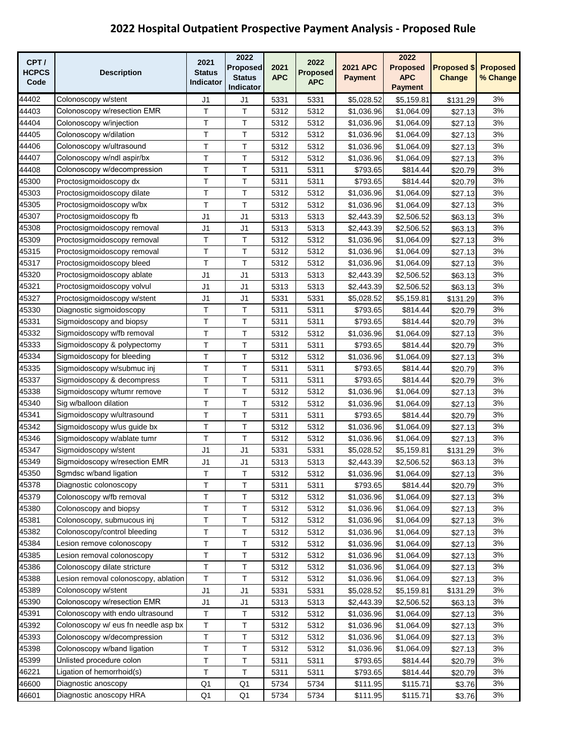# 2022 Hospital Outpatient Prospective Payment Analysis - Proposed Rule

| CPT / HCPCS Code | Description | 2021 Status Indicator | 2022 Proposed Status Indicator | 2021 APC | 2022 Proposed APC | 2021 APC Payment | 2022 Proposed APC Payment | Proposed $ Change | Proposed % Change |
|---|---|---|---|---|---|---|---|---|---|
| 44402 | Colonoscopy w/stent | J1 | J1 | 5331 | 5331 | $5,028.52 | $5,159.81 | $131.29 | 3% |
| 44403 | Colonoscopy w/resection EMR | T | T | 5312 | 5312 | $1,036.96 | $1,064.09 | $27.13 | 3% |
| 44404 | Colonoscopy w/injection | T | T | 5312 | 5312 | $1,036.96 | $1,064.09 | $27.13 | 3% |
| 44405 | Colonoscopy w/dilation | T | T | 5312 | 5312 | $1,036.96 | $1,064.09 | $27.13 | 3% |
| 44406 | Colonoscopy w/ultrasound | T | T | 5312 | 5312 | $1,036.96 | $1,064.09 | $27.13 | 3% |
| 44407 | Colonoscopy w/ndl aspir/bx | T | T | 5312 | 5312 | $1,036.96 | $1,064.09 | $27.13 | 3% |
| 44408 | Colonoscopy w/decompression | T | T | 5311 | 5311 | $793.65 | $814.44 | $20.79 | 3% |
| 45300 | Proctosigmoidoscopy dx | T | T | 5311 | 5311 | $793.65 | $814.44 | $20.79 | 3% |
| 45303 | Proctosigmoidoscopy dilate | T | T | 5312 | 5312 | $1,036.96 | $1,064.09 | $27.13 | 3% |
| 45305 | Proctosigmoidoscopy w/bx | T | T | 5312 | 5312 | $1,036.96 | $1,064.09 | $27.13 | 3% |
| 45307 | Proctosigmoidoscopy fb | J1 | J1 | 5313 | 5313 | $2,443.39 | $2,506.52 | $63.13 | 3% |
| 45308 | Proctosigmoidoscopy removal | J1 | J1 | 5313 | 5313 | $2,443.39 | $2,506.52 | $63.13 | 3% |
| 45309 | Proctosigmoidoscopy removal | T | T | 5312 | 5312 | $1,036.96 | $1,064.09 | $27.13 | 3% |
| 45315 | Proctosigmoidoscopy removal | T | T | 5312 | 5312 | $1,036.96 | $1,064.09 | $27.13 | 3% |
| 45317 | Proctosigmoidoscopy bleed | T | T | 5312 | 5312 | $1,036.96 | $1,064.09 | $27.13 | 3% |
| 45320 | Proctosigmoidoscopy ablate | J1 | J1 | 5313 | 5313 | $2,443.39 | $2,506.52 | $63.13 | 3% |
| 45321 | Proctosigmoidoscopy volvul | J1 | J1 | 5313 | 5313 | $2,443.39 | $2,506.52 | $63.13 | 3% |
| 45327 | Proctosigmoidoscopy w/stent | J1 | J1 | 5331 | 5331 | $5,028.52 | $5,159.81 | $131.29 | 3% |
| 45330 | Diagnostic sigmoidoscopy | T | T | 5311 | 5311 | $793.65 | $814.44 | $20.79 | 3% |
| 45331 | Sigmoidoscopy and biopsy | T | T | 5311 | 5311 | $793.65 | $814.44 | $20.79 | 3% |
| 45332 | Sigmoidoscopy w/fb removal | T | T | 5312 | 5312 | $1,036.96 | $1,064.09 | $27.13 | 3% |
| 45333 | Sigmoidoscopy & polypectomy | T | T | 5311 | 5311 | $793.65 | $814.44 | $20.79 | 3% |
| 45334 | Sigmoidoscopy for bleeding | T | T | 5312 | 5312 | $1,036.96 | $1,064.09 | $27.13 | 3% |
| 45335 | Sigmoidoscopy w/submuc inj | T | T | 5311 | 5311 | $793.65 | $814.44 | $20.79 | 3% |
| 45337 | Sigmoidoscopy & decompress | T | T | 5311 | 5311 | $793.65 | $814.44 | $20.79 | 3% |
| 45338 | Sigmoidoscopy w/tumr remove | T | T | 5312 | 5312 | $1,036.96 | $1,064.09 | $27.13 | 3% |
| 45340 | Sig w/balloon dilation | T | T | 5312 | 5312 | $1,036.96 | $1,064.09 | $27.13 | 3% |
| 45341 | Sigmoidoscopy w/ultrasound | T | T | 5311 | 5311 | $793.65 | $814.44 | $20.79 | 3% |
| 45342 | Sigmoidoscopy w/us guide bx | T | T | 5312 | 5312 | $1,036.96 | $1,064.09 | $27.13 | 3% |
| 45346 | Sigmoidoscopy w/ablate tumr | T | T | 5312 | 5312 | $1,036.96 | $1,064.09 | $27.13 | 3% |
| 45347 | Sigmoidoscopy w/stent | J1 | J1 | 5331 | 5331 | $5,028.52 | $5,159.81 | $131.29 | 3% |
| 45349 | Sigmoidoscopy w/resection EMR | J1 | J1 | 5313 | 5313 | $2,443.39 | $2,506.52 | $63.13 | 3% |
| 45350 | Sgmdsc w/band ligation | T | T | 5312 | 5312 | $1,036.96 | $1,064.09 | $27.13 | 3% |
| 45378 | Diagnostic colonoscopy | T | T | 5311 | 5311 | $793.65 | $814.44 | $20.79 | 3% |
| 45379 | Colonoscopy w/fb removal | T | T | 5312 | 5312 | $1,036.96 | $1,064.09 | $27.13 | 3% |
| 45380 | Colonoscopy and biopsy | T | T | 5312 | 5312 | $1,036.96 | $1,064.09 | $27.13 | 3% |
| 45381 | Colonoscopy, submucous inj | T | T | 5312 | 5312 | $1,036.96 | $1,064.09 | $27.13 | 3% |
| 45382 | Colonoscopy/control bleeding | T | T | 5312 | 5312 | $1,036.96 | $1,064.09 | $27.13 | 3% |
| 45384 | Lesion remove colonoscopy | T | T | 5312 | 5312 | $1,036.96 | $1,064.09 | $27.13 | 3% |
| 45385 | Lesion removal colonoscopy | T | T | 5312 | 5312 | $1,036.96 | $1,064.09 | $27.13 | 3% |
| 45386 | Colonoscopy dilate stricture | T | T | 5312 | 5312 | $1,036.96 | $1,064.09 | $27.13 | 3% |
| 45388 | Lesion removal colonoscopy, ablation | T | T | 5312 | 5312 | $1,036.96 | $1,064.09 | $27.13 | 3% |
| 45389 | Colonoscopy w/stent | J1 | J1 | 5331 | 5331 | $5,028.52 | $5,159.81 | $131.29 | 3% |
| 45390 | Colonoscopy w/resection EMR | J1 | J1 | 5313 | 5313 | $2,443.39 | $2,506.52 | $63.13 | 3% |
| 45391 | Colonoscopy with endo ultrasound | T | T | 5312 | 5312 | $1,036.96 | $1,064.09 | $27.13 | 3% |
| 45392 | Colonoscopy w/ eus fn needle asp bx | T | T | 5312 | 5312 | $1,036.96 | $1,064.09 | $27.13 | 3% |
| 45393 | Colonoscopy w/decompression | T | T | 5312 | 5312 | $1,036.96 | $1,064.09 | $27.13 | 3% |
| 45398 | Colonoscopy w/band ligation | T | T | 5312 | 5312 | $1,036.96 | $1,064.09 | $27.13 | 3% |
| 45399 | Unlisted procedure colon | T | T | 5311 | 5311 | $793.65 | $814.44 | $20.79 | 3% |
| 46221 | Ligation of hemorrhoid(s) | T | T | 5311 | 5311 | $793.65 | $814.44 | $20.79 | 3% |
| 46600 | Diagnostic anoscopy | Q1 | Q1 | 5734 | 5734 | $111.95 | $115.71 | $3.76 | 3% |
| 46601 | Diagnostic anoscopy HRA | Q1 | Q1 | 5734 | 5734 | $111.95 | $115.71 | $3.76 | 3% |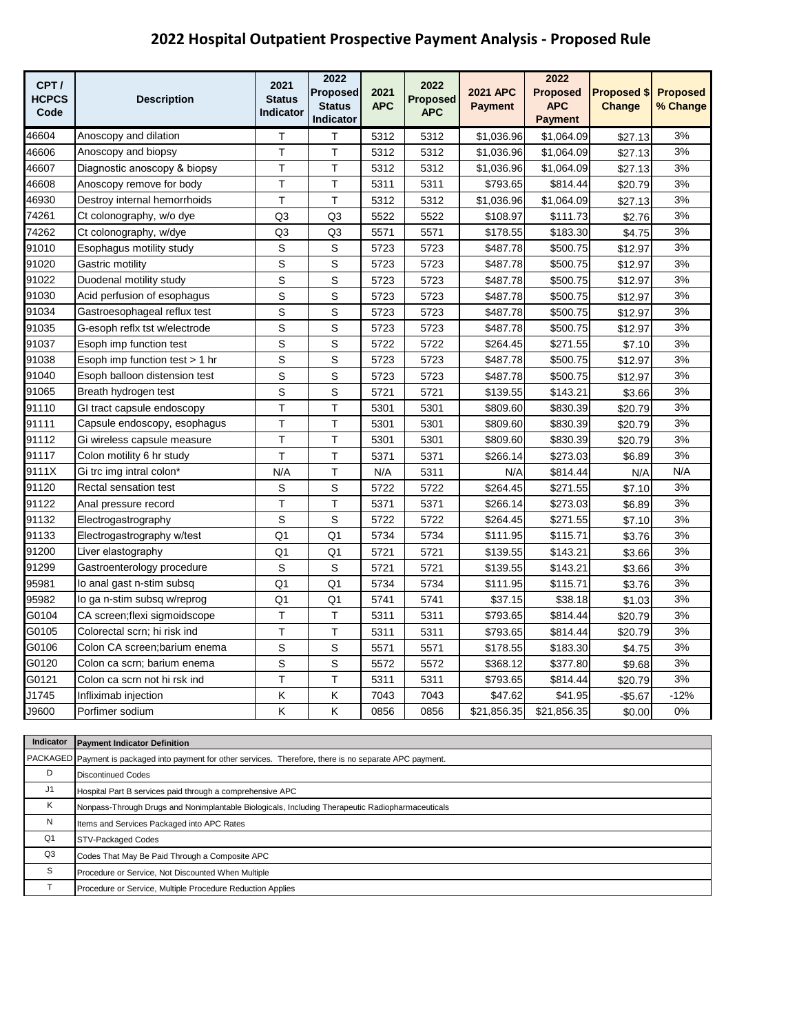# 2022 Hospital Outpatient Prospective Payment Analysis - Proposed Rule

| CPT / HCPCS Code | Description | 2021 Status Indicator | 2022 Proposed Status Indicator | 2021 APC | 2022 Proposed APC | 2021 APC Payment | 2022 Proposed APC Payment | Proposed $ Change | Proposed % Change |
|---|---|---|---|---|---|---|---|---|---|
| 46604 | Anoscopy and dilation | T | T | 5312 | 5312 | $1,036.96 | $1,064.09 | $27.13 | 3% |
| 46606 | Anoscopy and biopsy | T | T | 5312 | 5312 | $1,036.96 | $1,064.09 | $27.13 | 3% |
| 46607 | Diagnostic anoscopy & biopsy | T | T | 5312 | 5312 | $1,036.96 | $1,064.09 | $27.13 | 3% |
| 46608 | Anoscopy remove for body | T | T | 5311 | 5311 | $793.65 | $814.44 | $20.79 | 3% |
| 46930 | Destroy internal hemorrhoids | T | T | 5312 | 5312 | $1,036.96 | $1,064.09 | $27.13 | 3% |
| 74261 | Ct colonography, w/o dye | Q3 | Q3 | 5522 | 5522 | $108.97 | $111.73 | $2.76 | 3% |
| 74262 | Ct colonography, w/dye | Q3 | Q3 | 5571 | 5571 | $178.55 | $183.30 | $4.75 | 3% |
| 91010 | Esophagus motility study | S | S | 5723 | 5723 | $487.78 | $500.75 | $12.97 | 3% |
| 91020 | Gastric motility | S | S | 5723 | 5723 | $487.78 | $500.75 | $12.97 | 3% |
| 91022 | Duodenal motility study | S | S | 5723 | 5723 | $487.78 | $500.75 | $12.97 | 3% |
| 91030 | Acid perfusion of esophagus | S | S | 5723 | 5723 | $487.78 | $500.75 | $12.97 | 3% |
| 91034 | Gastroesophageal reflux test | S | S | 5723 | 5723 | $487.78 | $500.75 | $12.97 | 3% |
| 91035 | G-esoph reflx tst w/electrode | S | S | 5723 | 5723 | $487.78 | $500.75 | $12.97 | 3% |
| 91037 | Esoph imp function test | S | S | 5722 | 5722 | $264.45 | $271.55 | $7.10 | 3% |
| 91038 | Esoph imp function test > 1 hr | S | S | 5723 | 5723 | $487.78 | $500.75 | $12.97 | 3% |
| 91040 | Esoph balloon distension test | S | S | 5723 | 5723 | $487.78 | $500.75 | $12.97 | 3% |
| 91065 | Breath hydrogen test | S | S | 5721 | 5721 | $139.55 | $143.21 | $3.66 | 3% |
| 91110 | GI tract capsule endoscopy | T | T | 5301 | 5301 | $809.60 | $830.39 | $20.79 | 3% |
| 91111 | Capsule endoscopy, esophagus | T | T | 5301 | 5301 | $809.60 | $830.39 | $20.79 | 3% |
| 91112 | Gi wireless capsule measure | T | T | 5301 | 5301 | $809.60 | $830.39 | $20.79 | 3% |
| 91117 | Colon motility 6 hr study | T | T | 5371 | 5371 | $266.14 | $273.03 | $6.89 | 3% |
| 9111X | Gi trc img intral colon* | N/A | T | N/A | 5311 | N/A | $814.44 | N/A | N/A |
| 91120 | Rectal sensation test | S | S | 5722 | 5722 | $264.45 | $271.55 | $7.10 | 3% |
| 91122 | Anal pressure record | T | T | 5371 | 5371 | $266.14 | $273.03 | $6.89 | 3% |
| 91132 | Electrogastrography | S | S | 5722 | 5722 | $264.45 | $271.55 | $7.10 | 3% |
| 91133 | Electrogastrography w/test | Q1 | Q1 | 5734 | 5734 | $111.95 | $115.71 | $3.76 | 3% |
| 91200 | Liver elastography | Q1 | Q1 | 5721 | 5721 | $139.55 | $143.21 | $3.66 | 3% |
| 91299 | Gastroenterology procedure | S | S | 5721 | 5721 | $139.55 | $143.21 | $3.66 | 3% |
| 95981 | Io anal gast n-stim subsq | Q1 | Q1 | 5734 | 5734 | $111.95 | $115.71 | $3.76 | 3% |
| 95982 | Io ga n-stim subsq w/reprog | Q1 | Q1 | 5741 | 5741 | $37.15 | $38.18 | $1.03 | 3% |
| G0104 | CA screen;flexi sigmoidscope | T | T | 5311 | 5311 | $793.65 | $814.44 | $20.79 | 3% |
| G0105 | Colorectal scrn; hi risk ind | T | T | 5311 | 5311 | $793.65 | $814.44 | $20.79 | 3% |
| G0106 | Colon CA screen;barium enema | S | S | 5571 | 5571 | $178.55 | $183.30 | $4.75 | 3% |
| G0120 | Colon ca scrn; barium enema | S | S | 5572 | 5572 | $368.12 | $377.80 | $9.68 | 3% |
| G0121 | Colon ca scrn not hi rsk ind | T | T | 5311 | 5311 | $793.65 | $814.44 | $20.79 | 3% |
| J1745 | Infliximab injection | K | K | 7043 | 7043 | $47.62 | $41.95 | -$5.67 | -12% |
| J9600 | Porfimer sodium | K | K | 0856 | 0856 | $21,856.35 | $21,856.35 | $0.00 | 0% |

| Indicator | Payment Indicator Definition |
|---|---|
| PACKAGED | Payment is packaged into payment for other services. Therefore, there is no separate APC payment. |
| D | Discontinued Codes |
| J1 | Hospital Part B services paid through a comprehensive APC |
| K | Nonpass-Through Drugs and Nonimplantable Biologicals, Including Therapeutic Radiopharmaceuticals |
| N | Items and Services Packaged into APC Rates |
| Q1 | STV-Packaged Codes |
| Q3 | Codes That May Be Paid Through a Composite APC |
| S | Procedure or Service, Not Discounted When Multiple |
| T | Procedure or Service, Multiple Procedure Reduction Applies |